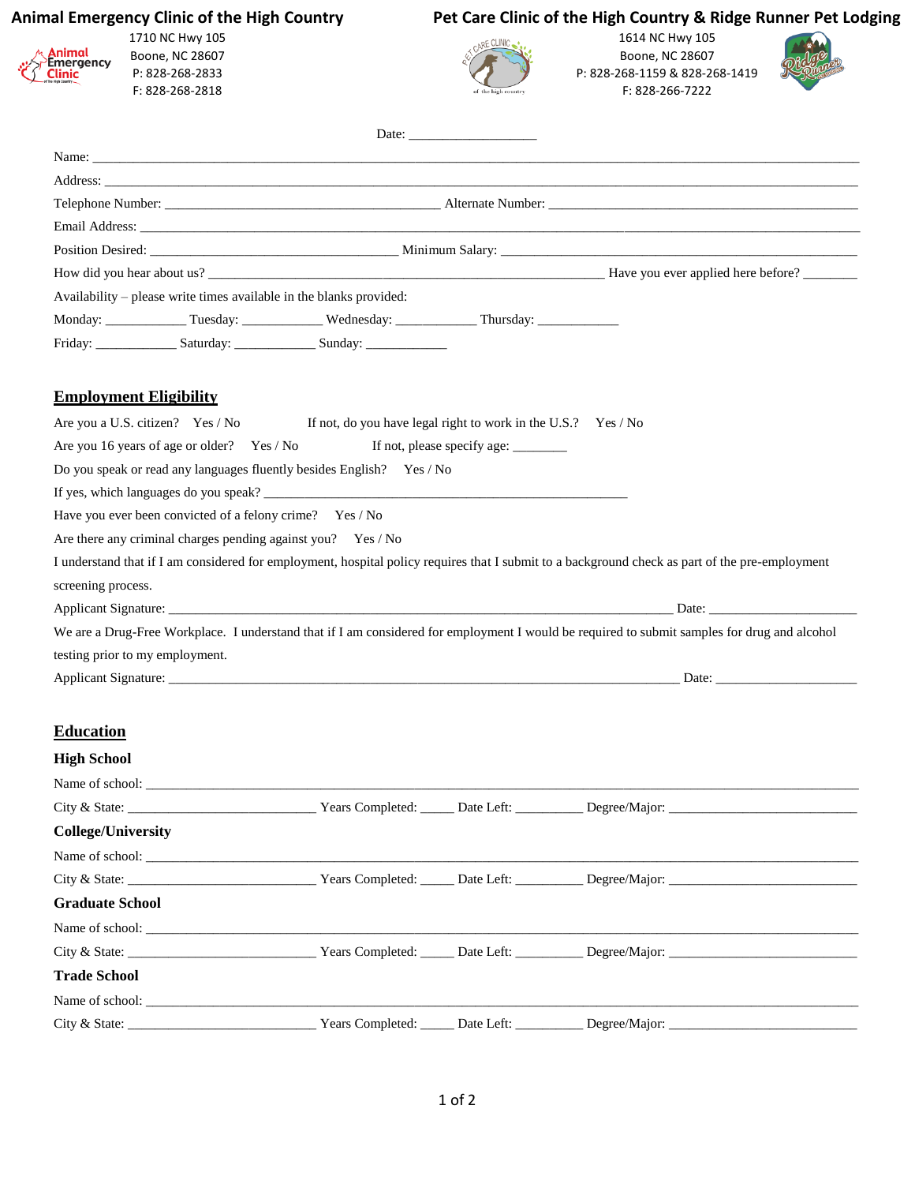**Animal Emergency Clinic of the High Country**
1710 NC Hwy 105
Boone, NC 28607
P: 828-268-2833
F: 828-268-2818

**Pet Care Clinic of the High Country & Ridge Runner Pet Lodging**
1614 NC Hwy 105
Boone, NC 28607
P: 828-268-1159 & 828-268-1419
F: 828-266-7222

Date: ___________________

Name: ____________________________________________________________________________________

Address: __________________________________________________________________________________

Telephone Number: _________________________________________ Alternate Number: _______________________________________________

Email Address: _____________________________________________________________________________

Position Desired: ____________________________________ Minimum Salary: ____________________________________________

How did you hear about us? ___________________________________________________________ Have you ever applied here before? ________

Availability – please write times available in the blanks provided:

Monday: ____________ Tuesday: ____________ Wednesday: ____________ Thursday: ____________

Friday: ____________ Saturday: ____________ Sunday: ____________

## Employment Eligibility

Are you a U.S. citizen? Yes / No If not, do you have legal right to work in the U.S.? Yes / No

Are you 16 years of age or older? Yes / No If not, please specify age: ________

Do you speak or read any languages fluently besides English? Yes / No

If yes, which languages do you speak? _______________________________________________________

Have you ever been convicted of a felony crime? Yes / No

Are there any criminal charges pending against you? Yes / No

I understand that if I am considered for employment, hospital policy requires that I submit to a background check as part of the pre-employment screening process.

Applicant Signature: __________________________________________________________________________ Date: _____________________

We are a Drug-Free Workplace. I understand that if I am considered for employment I would be required to submit samples for drug and alcohol testing prior to my employment.

Applicant Signature: __________________________________________________________________________ Date: _____________________

## Education

### High School

Name of school: ____________________________________________________________________________

City & State: ___________________________ Years Completed: _____ Date Left: __________ Degree/Major: ____________________________

### College/University

Name of school: ____________________________________________________________________________

City & State: ___________________________ Years Completed: _____ Date Left: __________ Degree/Major: ____________________________

### Graduate School

Name of school: ____________________________________________________________________________

City & State: ___________________________ Years Completed: _____ Date Left: __________ Degree/Major: ____________________________

### Trade School

Name of school: ____________________________________________________________________________

City & State: ___________________________ Years Completed: _____ Date Left: __________ Degree/Major: ____________________________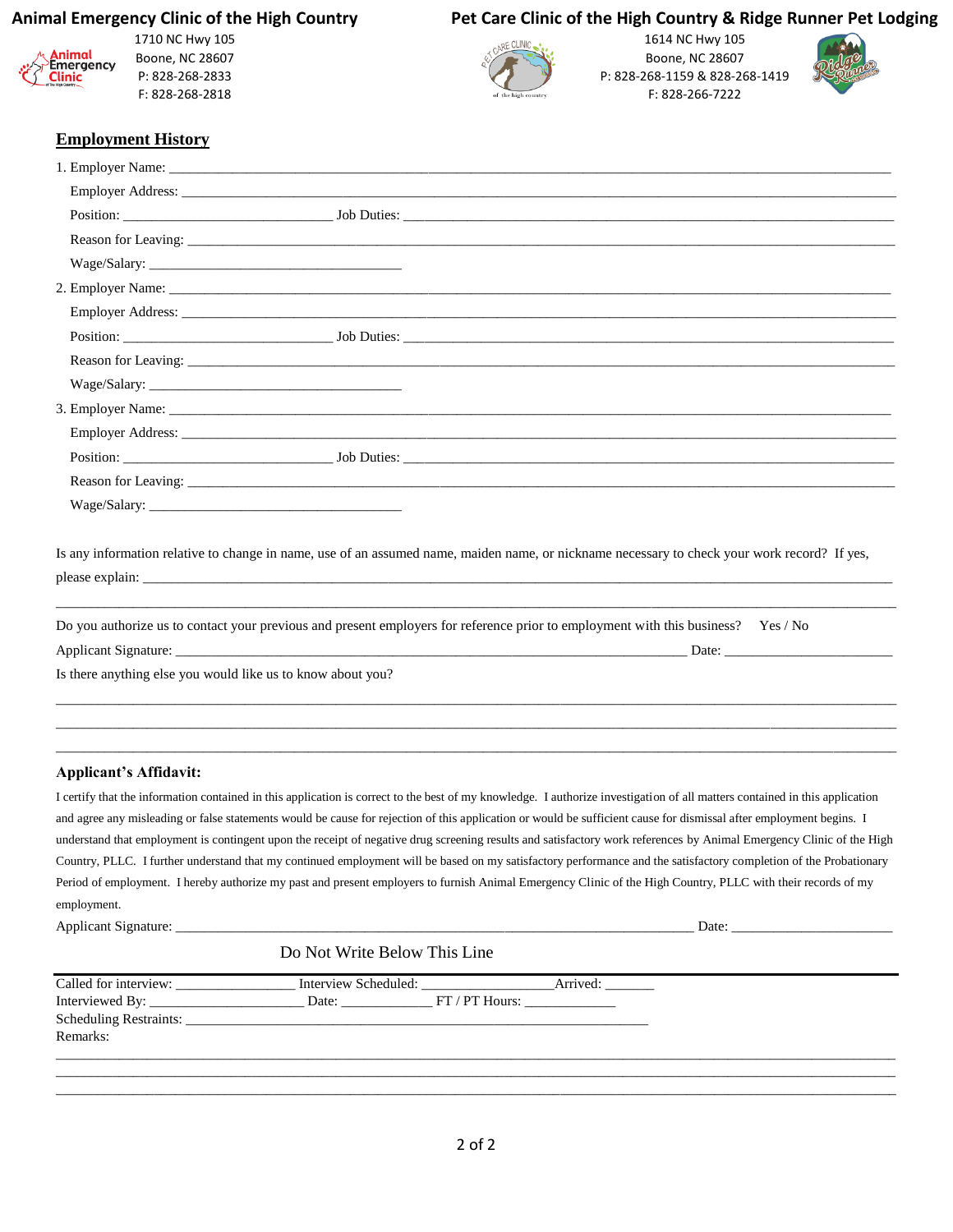Animal Emergency Clinic of the High Country
1710 NC Hwy 105
Boone, NC 28607
P: 828-268-2833
F: 828-268-2818

Pet Care Clinic of the High Country & Ridge Runner Pet Lodging
1614 NC Hwy 105
Boone, NC 28607
P: 828-268-1159 & 828-268-1419
F: 828-266-7222

## Employment History

1. Employer Name: ____________________________________________
   Employer Address: ____________________________________________
   Position: ______________________ Job Duties: ______________________
   Reason for Leaving: ____________________________________________
   Wage/Salary: ______________________
2. Employer Name: ____________________________________________
   Employer Address: ____________________________________________
   Position: ______________________ Job Duties: ______________________
   Reason for Leaving: ____________________________________________
   Wage/Salary: ______________________
3. Employer Name: ____________________________________________
   Employer Address: ____________________________________________
   Position: ______________________ Job Duties: ______________________
   Reason for Leaving: ____________________________________________
   Wage/Salary: ______________________

Is any information relative to change in name, use of an assumed name, maiden name, or nickname necessary to check your work record? If yes, please explain: ____________________________________________

____________________________________________

Do you authorize us to contact your previous and present employers for reference prior to employment with this business? Yes / No

Applicant Signature: ______________________________ Date: ______________

Is there anything else you would like us to know about you?

____________________________________________

____________________________________________

____________________________________________

### Applicant's Affidavit:

I certify that the information contained in this application is correct to the best of my knowledge. I authorize investigation of all matters contained in this application and agree any misleading or false statements would be cause for rejection of this application or would be sufficient cause for dismissal after employment begins. I understand that employment is contingent upon the receipt of negative drug screening results and satisfactory work references by Animal Emergency Clinic of the High Country, PLLC. I further understand that my continued employment will be based on my satisfactory performance and the satisfactory completion of the Probationary Period of employment. I hereby authorize my past and present employers to furnish Animal Emergency Clinic of the High Country, PLLC with their records of my employment.

Applicant Signature: ______________________________ Date: ______________

Do Not Write Below This Line

---

Called for interview: ____________ Interview Scheduled: ______________ Arrived: _______
Interviewed By: ________________ Date: __________ FT / PT Hours: ___________
Scheduling Restraints: ____________________________________________
Remarks:

____________________________________________

____________________________________________

____________________________________________